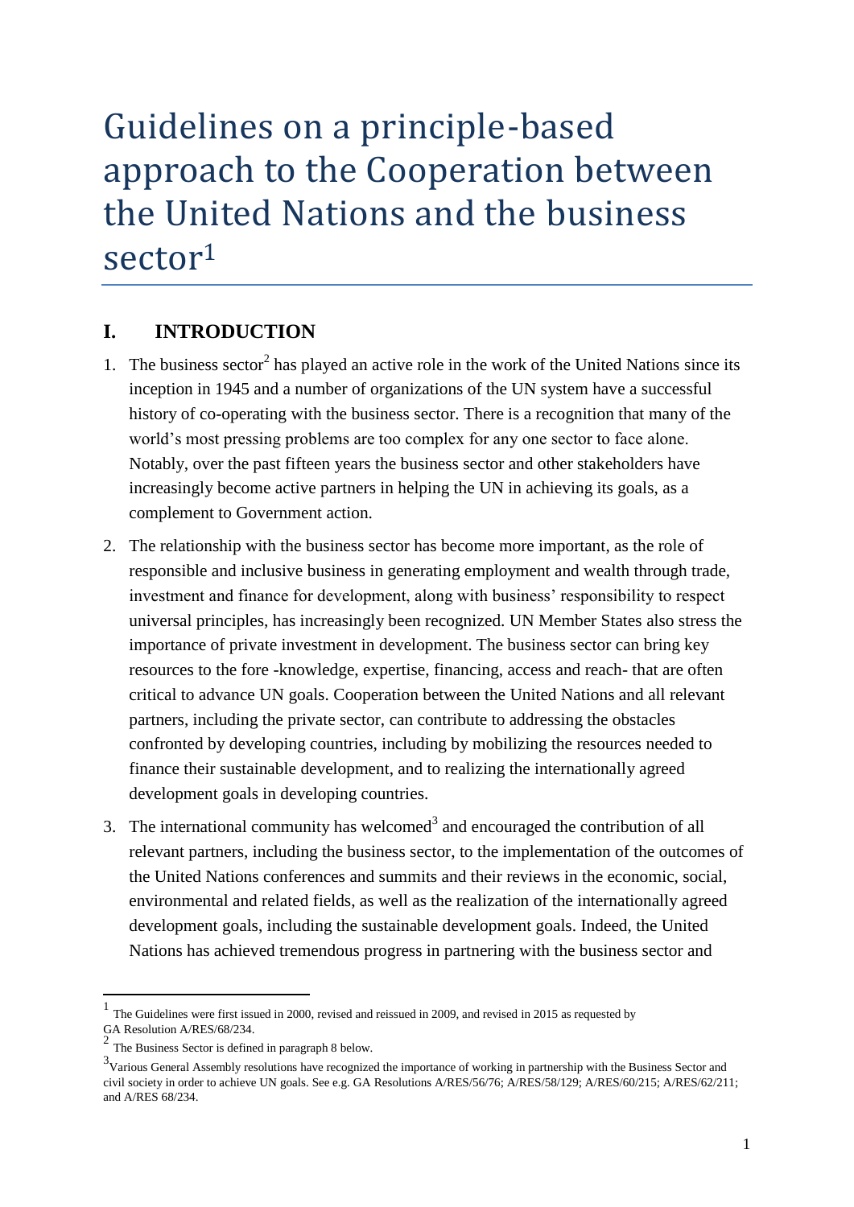# Guidelines on a principle-based approach to the Cooperation between the United Nations and the business sector[1]

## I. INTRODUCTION

1. The business sector[2] has played an active role in the work of the United Nations since its inception in 1945 and a number of organizations of the UN system have a successful history of co-operating with the business sector. There is a recognition that many of the world's most pressing problems are too complex for any one sector to face alone. Notably, over the past fifteen years the business sector and other stakeholders have increasingly become active partners in helping the UN in achieving its goals, as a complement to Government action.

2. The relationship with the business sector has become more important, as the role of responsible and inclusive business in generating employment and wealth through trade, investment and finance for development, along with business' responsibility to respect universal principles, has increasingly been recognized. UN Member States also stress the importance of private investment in development. The business sector can bring key resources to the fore -knowledge, expertise, financing, access and reach- that are often critical to advance UN goals. Cooperation between the United Nations and all relevant partners, including the private sector, can contribute to addressing the obstacles confronted by developing countries, including by mobilizing the resources needed to finance their sustainable development, and to realizing the internationally agreed development goals in developing countries.

3. The international community has welcomed[3] and encouraged the contribution of all relevant partners, including the business sector, to the implementation of the outcomes of the United Nations conferences and summits and their reviews in the economic, social, environmental and related fields, as well as the realization of the internationally agreed development goals, including the sustainable development goals. Indeed, the United Nations has achieved tremendous progress in partnering with the business sector and

---

[1] The Guidelines were first issued in 2000, revised and reissued in 2009, and revised in 2015 as requested by GA Resolution A/RES/68/234.

[2] The Business Sector is defined in paragraph 8 below.

[3] Various General Assembly resolutions have recognized the importance of working in partnership with the Business Sector and civil society in order to achieve UN goals. See e.g. GA Resolutions A/RES/56/76; A/RES/58/129; A/RES/60/215; A/RES/62/211; and A/RES 68/234.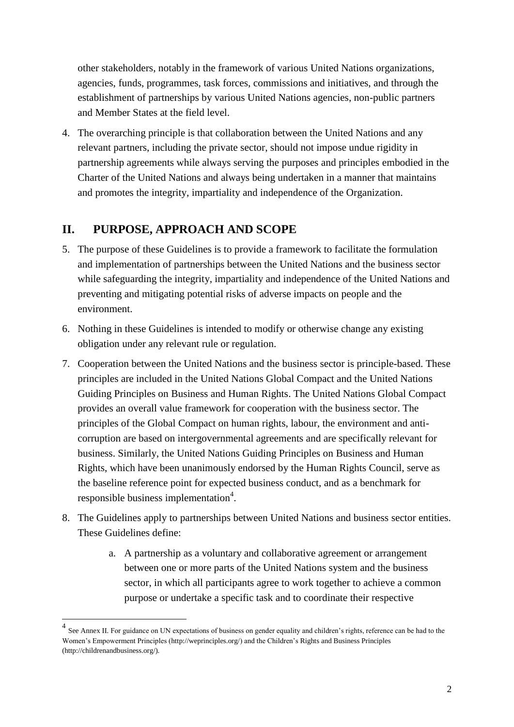other stakeholders, notably in the framework of various United Nations organizations, agencies, funds, programmes, task forces, commissions and initiatives, and through the establishment of partnerships by various United Nations agencies, non-public partners and Member States at the field level.

4. The overarching principle is that collaboration between the United Nations and any relevant partners, including the private sector, should not impose undue rigidity in partnership agreements while always serving the purposes and principles embodied in the Charter of the United Nations and always being undertaken in a manner that maintains and promotes the integrity, impartiality and independence of the Organization.

## II. PURPOSE, APPROACH AND SCOPE

5. The purpose of these Guidelines is to provide a framework to facilitate the formulation and implementation of partnerships between the United Nations and the business sector while safeguarding the integrity, impartiality and independence of the United Nations and preventing and mitigating potential risks of adverse impacts on people and the environment.

6. Nothing in these Guidelines is intended to modify or otherwise change any existing obligation under any relevant rule or regulation.

7. Cooperation between the United Nations and the business sector is principle-based. These principles are included in the United Nations Global Compact and the United Nations Guiding Principles on Business and Human Rights. The United Nations Global Compact provides an overall value framework for cooperation with the business sector. The principles of the Global Compact on human rights, labour, the environment and anti-corruption are based on intergovernmental agreements and are specifically relevant for business. Similarly, the United Nations Guiding Principles on Business and Human Rights, which have been unanimously endorsed by the Human Rights Council, serve as the baseline reference point for expected business conduct, and as a benchmark for responsible business implementation[4].

8. The Guidelines apply to partnerships between United Nations and business sector entities. These Guidelines define:

   a. A partnership as a voluntary and collaborative agreement or arrangement between one or more parts of the United Nations system and the business sector, in which all participants agree to work together to achieve a common purpose or undertake a specific task and to coordinate their respective

---

[4] See Annex II. For guidance on UN expectations of business on gender equality and children's rights, reference can be had to the Women's Empowerment Principles (http://weprinciples.org/) and the Children's Rights and Business Principles (http://childrenandbusiness.org/).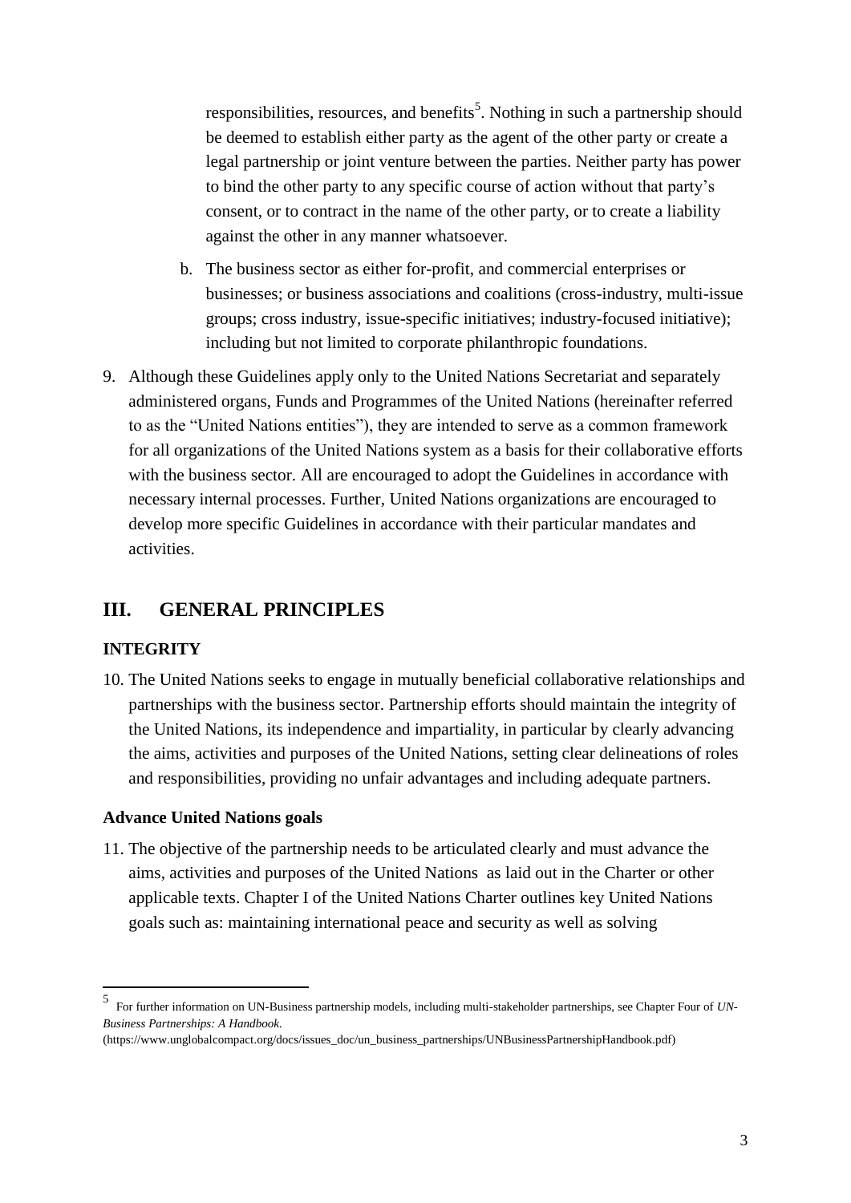responsibilities, resources, and benefits[5]. Nothing in such a partnership should be deemed to establish either party as the agent of the other party or create a legal partnership or joint venture between the parties. Neither party has power to bind the other party to any specific course of action without that party's consent, or to contract in the name of the other party, or to create a liability against the other in any manner whatsoever.

b. The business sector as either for-profit, and commercial enterprises or businesses; or business associations and coalitions (cross-industry, multi-issue groups; cross industry, issue-specific initiatives; industry-focused initiative); including but not limited to corporate philanthropic foundations.

9. Although these Guidelines apply only to the United Nations Secretariat and separately administered organs, Funds and Programmes of the United Nations (hereinafter referred to as the "United Nations entities"), they are intended to serve as a common framework for all organizations of the United Nations system as a basis for their collaborative efforts with the business sector. All are encouraged to adopt the Guidelines in accordance with necessary internal processes. Further, United Nations organizations are encouraged to develop more specific Guidelines in accordance with their particular mandates and activities.

## III. GENERAL PRINCIPLES

### INTEGRITY

10. The United Nations seeks to engage in mutually beneficial collaborative relationships and partnerships with the business sector. Partnership efforts should maintain the integrity of the United Nations, its independence and impartiality, in particular by clearly advancing the aims, activities and purposes of the United Nations, setting clear delineations of roles and responsibilities, providing no unfair advantages and including adequate partners.

### Advance United Nations goals

11. The objective of the partnership needs to be articulated clearly and must advance the aims, activities and purposes of the United Nations as laid out in the Charter or other applicable texts. Chapter I of the United Nations Charter outlines key United Nations goals such as: maintaining international peace and security as well as solving

---

[5] For further information on UN-Business partnership models, including multi-stakeholder partnerships, see Chapter Four of *UN-Business Partnerships: A Handbook*. (https://www.unglobalcompact.org/docs/issues_doc/un_business_partnerships/UNBusinessPartnershipHandbook.pdf)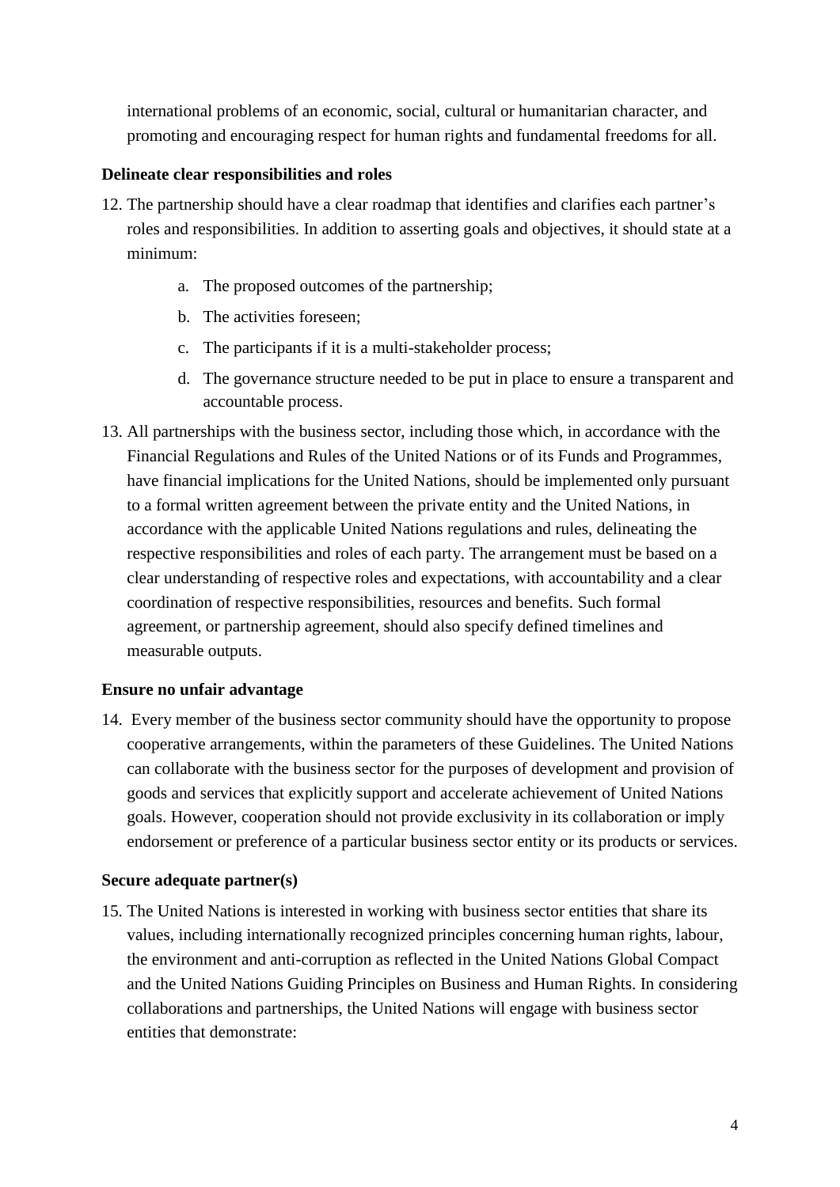international problems of an economic, social, cultural or humanitarian character, and promoting and encouraging respect for human rights and fundamental freedoms for all.

**Delineate clear responsibilities and roles**

12. The partnership should have a clear roadmap that identifies and clarifies each partner's roles and responsibilities. In addition to asserting goals and objectives, it should state at a minimum:

    a. The proposed outcomes of the partnership;

    b. The activities foreseen;

    c. The participants if it is a multi-stakeholder process;

    d. The governance structure needed to be put in place to ensure a transparent and accountable process.

13. All partnerships with the business sector, including those which, in accordance with the Financial Regulations and Rules of the United Nations or of its Funds and Programmes, have financial implications for the United Nations, should be implemented only pursuant to a formal written agreement between the private entity and the United Nations, in accordance with the applicable United Nations regulations and rules, delineating the respective responsibilities and roles of each party. The arrangement must be based on a clear understanding of respective roles and expectations, with accountability and a clear coordination of respective responsibilities, resources and benefits. Such formal agreement, or partnership agreement, should also specify defined timelines and measurable outputs.

**Ensure no unfair advantage**

14. Every member of the business sector community should have the opportunity to propose cooperative arrangements, within the parameters of these Guidelines. The United Nations can collaborate with the business sector for the purposes of development and provision of goods and services that explicitly support and accelerate achievement of United Nations goals. However, cooperation should not provide exclusivity in its collaboration or imply endorsement or preference of a particular business sector entity or its products or services.

**Secure adequate partner(s)**

15. The United Nations is interested in working with business sector entities that share its values, including internationally recognized principles concerning human rights, labour, the environment and anti-corruption as reflected in the United Nations Global Compact and the United Nations Guiding Principles on Business and Human Rights. In considering collaborations and partnerships, the United Nations will engage with business sector entities that demonstrate: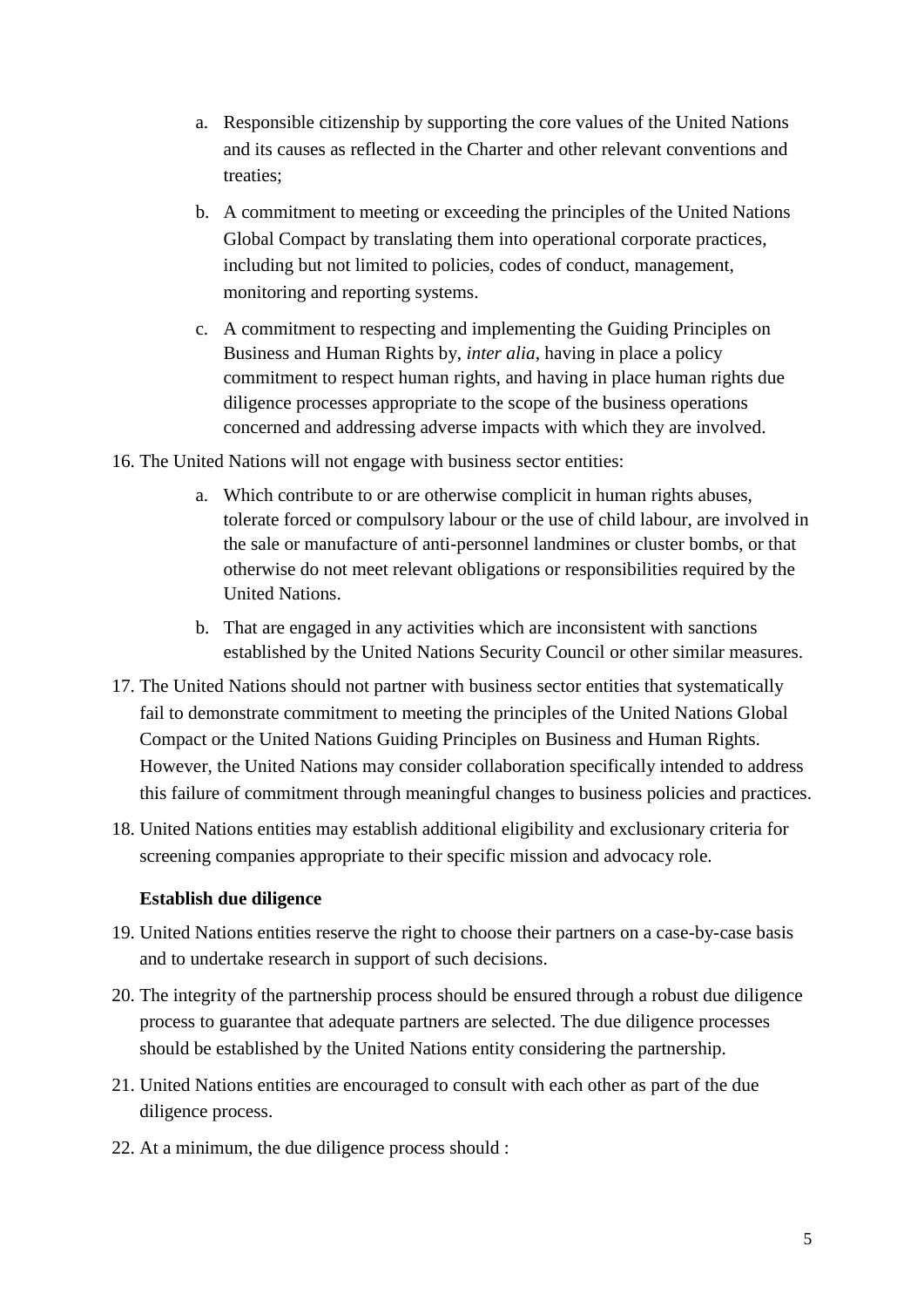a. Responsible citizenship by supporting the core values of the United Nations and its causes as reflected in the Charter and other relevant conventions and treaties;

   b. A commitment to meeting or exceeding the principles of the United Nations Global Compact by translating them into operational corporate practices, including but not limited to policies, codes of conduct, management, monitoring and reporting systems.

   c. A commitment to respecting and implementing the Guiding Principles on Business and Human Rights by, *inter alia*, having in place a policy commitment to respect human rights, and having in place human rights due diligence processes appropriate to the scope of the business operations concerned and addressing adverse impacts with which they are involved.

16. The United Nations will not engage with business sector entities:

    a. Which contribute to or are otherwise complicit in human rights abuses, tolerate forced or compulsory labour or the use of child labour, are involved in the sale or manufacture of anti-personnel landmines or cluster bombs, or that otherwise do not meet relevant obligations or responsibilities required by the United Nations.

    b. That are engaged in any activities which are inconsistent with sanctions established by the United Nations Security Council or other similar measures.

17. The United Nations should not partner with business sector entities that systematically fail to demonstrate commitment to meeting the principles of the United Nations Global Compact or the United Nations Guiding Principles on Business and Human Rights. However, the United Nations may consider collaboration specifically intended to address this failure of commitment through meaningful changes to business policies and practices.

18. United Nations entities may establish additional eligibility and exclusionary criteria for screening companies appropriate to their specific mission and advocacy role.

**Establish due diligence**

19. United Nations entities reserve the right to choose their partners on a case-by-case basis and to undertake research in support of such decisions.

20. The integrity of the partnership process should be ensured through a robust due diligence process to guarantee that adequate partners are selected. The due diligence processes should be established by the United Nations entity considering the partnership.

21. United Nations entities are encouraged to consult with each other as part of the due diligence process.

22. At a minimum, the due diligence process should :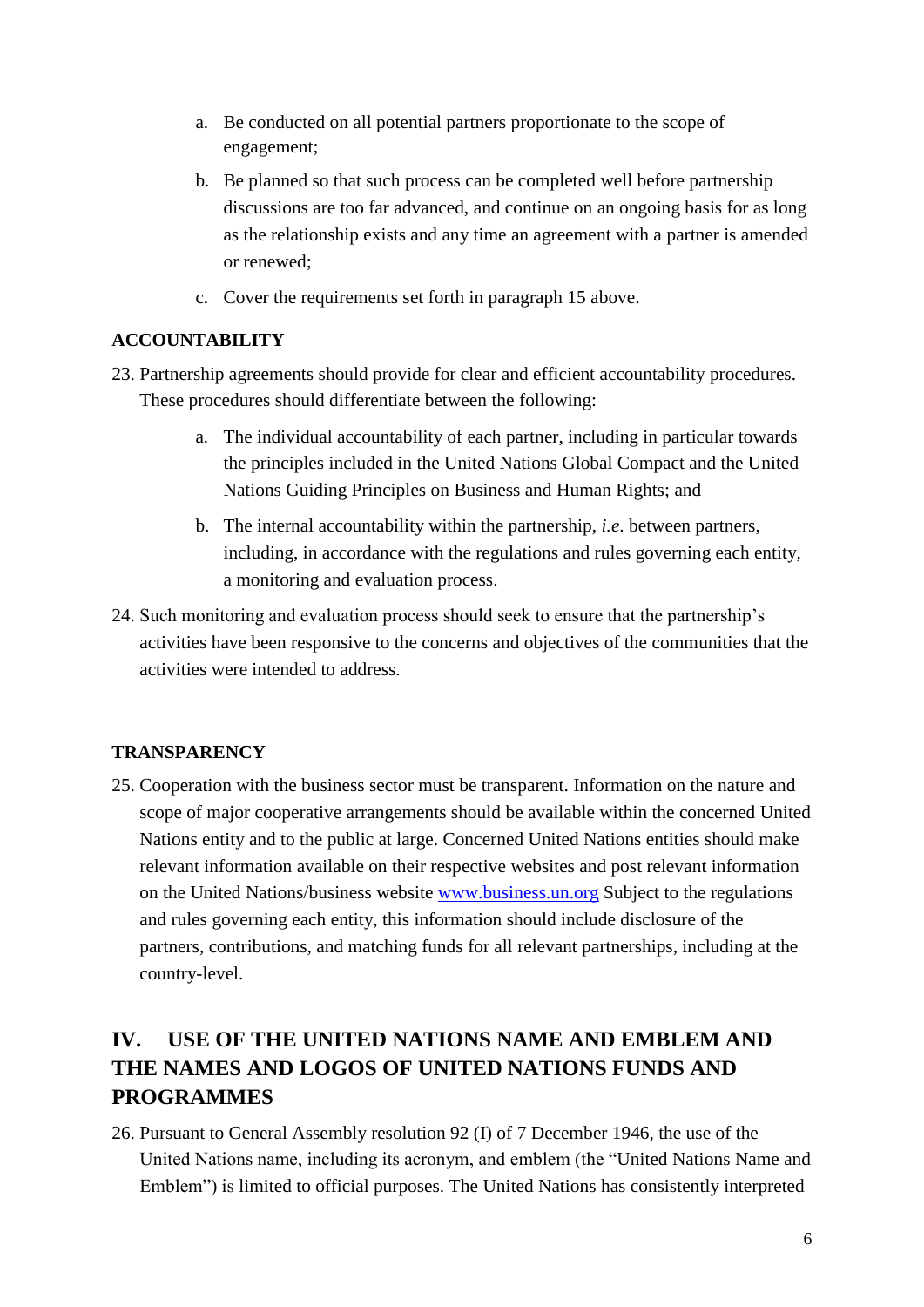a. Be conducted on all potential partners proportionate to the scope of engagement;

b. Be planned so that such process can be completed well before partnership discussions are too far advanced, and continue on an ongoing basis for as long as the relationship exists and any time an agreement with a partner is amended or renewed;

c. Cover the requirements set forth in paragraph 15 above.

**ACCOUNTABILITY**

23. Partnership agreements should provide for clear and efficient accountability procedures. These procedures should differentiate between the following:

    a. The individual accountability of each partner, including in particular towards the principles included in the United Nations Global Compact and the United Nations Guiding Principles on Business and Human Rights; and

    b. The internal accountability within the partnership, *i.e.* between partners, including, in accordance with the regulations and rules governing each entity, a monitoring and evaluation process.

24. Such monitoring and evaluation process should seek to ensure that the partnership's activities have been responsive to the concerns and objectives of the communities that the activities were intended to address.

**TRANSPARENCY**

25. Cooperation with the business sector must be transparent. Information on the nature and scope of major cooperative arrangements should be available within the concerned United Nations entity and to the public at large. Concerned United Nations entities should make relevant information available on their respective websites and post relevant information on the United Nations/business website [www.business.un.org](http://www.business.un.org) Subject to the regulations and rules governing each entity, this information should include disclosure of the partners, contributions, and matching funds for all relevant partnerships, including at the country-level.

## IV. USE OF THE UNITED NATIONS NAME AND EMBLEM AND THE NAMES AND LOGOS OF UNITED NATIONS FUNDS AND PROGRAMMES

26. Pursuant to General Assembly resolution 92 (I) of 7 December 1946, the use of the United Nations name, including its acronym, and emblem (the "United Nations Name and Emblem") is limited to official purposes. The United Nations has consistently interpreted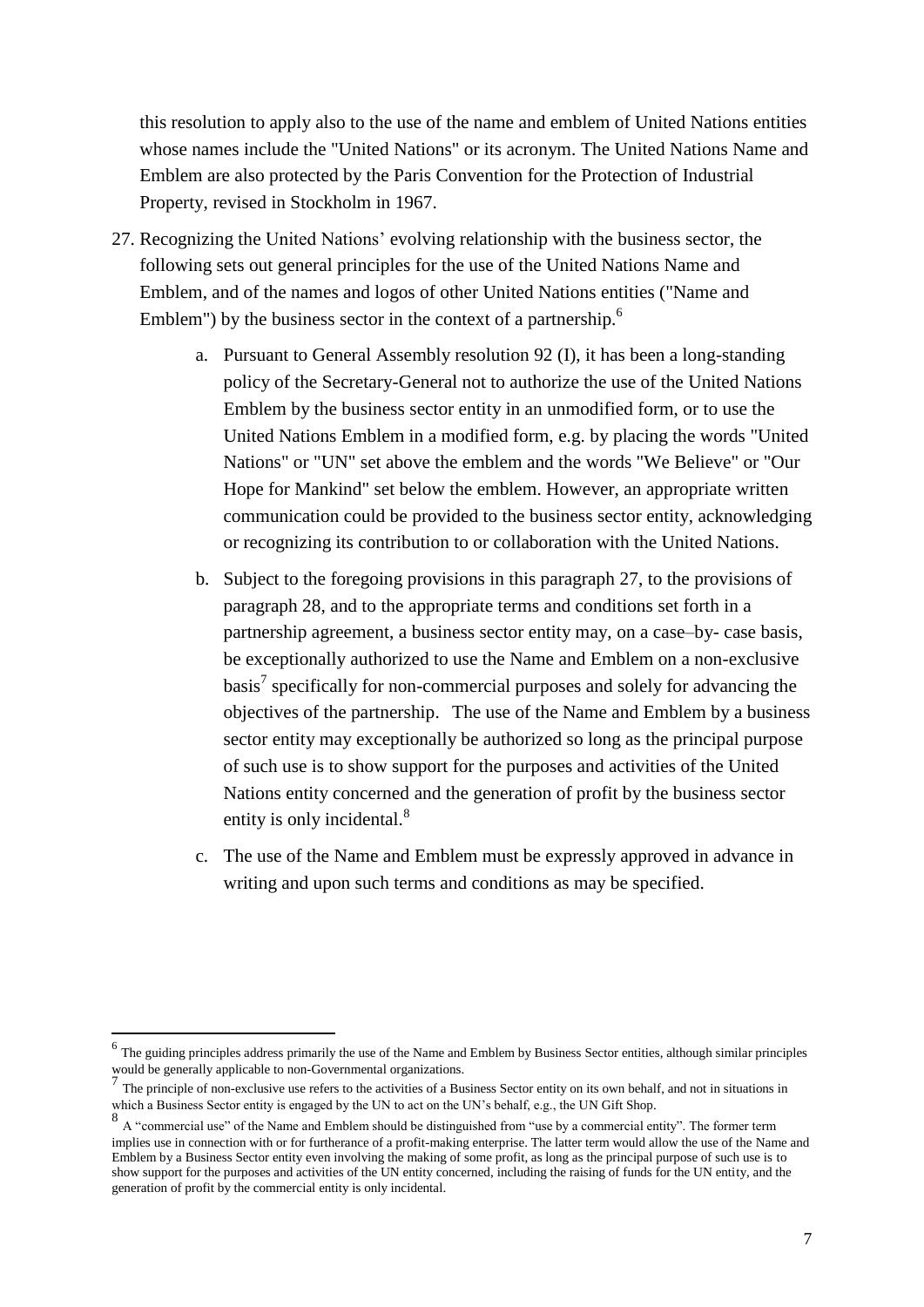this resolution to apply also to the use of the name and emblem of United Nations entities whose names include the "United Nations" or its acronym. The United Nations Name and Emblem are also protected by the Paris Convention for the Protection of Industrial Property, revised in Stockholm in 1967.

27. Recognizing the United Nations' evolving relationship with the business sector, the following sets out general principles for the use of the United Nations Name and Emblem, and of the names and logos of other United Nations entities ("Name and Emblem") by the business sector in the context of a partnership.[6]

    a. Pursuant to General Assembly resolution 92 (I), it has been a long-standing policy of the Secretary-General not to authorize the use of the United Nations Emblem by the business sector entity in an unmodified form, or to use the United Nations Emblem in a modified form, e.g. by placing the words "United Nations" or "UN" set above the emblem and the words "We Believe" or "Our Hope for Mankind" set below the emblem. However, an appropriate written communication could be provided to the business sector entity, acknowledging or recognizing its contribution to or collaboration with the United Nations.

    b. Subject to the foregoing provisions in this paragraph 27, to the provisions of paragraph 28, and to the appropriate terms and conditions set forth in a partnership agreement, a business sector entity may, on a case–by- case basis, be exceptionally authorized to use the Name and Emblem on a non-exclusive basis[7] specifically for non-commercial purposes and solely for advancing the objectives of the partnership. The use of the Name and Emblem by a business sector entity may exceptionally be authorized so long as the principal purpose of such use is to show support for the purposes and activities of the United Nations entity concerned and the generation of profit by the business sector entity is only incidental.[8]

    c. The use of the Name and Emblem must be expressly approved in advance in writing and upon such terms and conditions as may be specified.

---

[6] The guiding principles address primarily the use of the Name and Emblem by Business Sector entities, although similar principles would be generally applicable to non-Governmental organizations.

[7] The principle of non-exclusive use refers to the activities of a Business Sector entity on its own behalf, and not in situations in which a Business Sector entity is engaged by the UN to act on the UN's behalf, e.g., the UN Gift Shop.

[8] A "commercial use" of the Name and Emblem should be distinguished from "use by a commercial entity". The former term implies use in connection with or for furtherance of a profit-making enterprise. The latter term would allow the use of the Name and Emblem by a Business Sector entity even involving the making of some profit, as long as the principal purpose of such use is to show support for the purposes and activities of the UN entity concerned, including the raising of funds for the UN entity, and the generation of profit by the commercial entity is only incidental.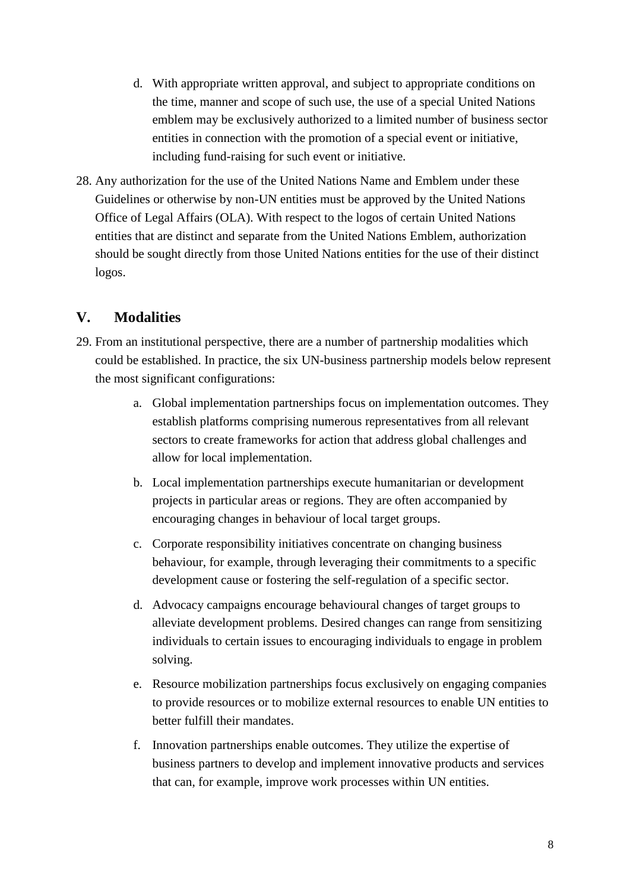d. With appropriate written approval, and subject to appropriate conditions on the time, manner and scope of such use, the use of a special United Nations emblem may be exclusively authorized to a limited number of business sector entities in connection with the promotion of a special event or initiative, including fund-raising for such event or initiative.

28. Any authorization for the use of the United Nations Name and Emblem under these Guidelines or otherwise by non-UN entities must be approved by the United Nations Office of Legal Affairs (OLA). With respect to the logos of certain United Nations entities that are distinct and separate from the United Nations Emblem, authorization should be sought directly from those United Nations entities for the use of their distinct logos.

## V. Modalities

29. From an institutional perspective, there are a number of partnership modalities which could be established. In practice, the six UN-business partnership models below represent the most significant configurations:

    a. Global implementation partnerships focus on implementation outcomes. They establish platforms comprising numerous representatives from all relevant sectors to create frameworks for action that address global challenges and allow for local implementation.

    b. Local implementation partnerships execute humanitarian or development projects in particular areas or regions. They are often accompanied by encouraging changes in behaviour of local target groups.

    c. Corporate responsibility initiatives concentrate on changing business behaviour, for example, through leveraging their commitments to a specific development cause or fostering the self-regulation of a specific sector.

    d. Advocacy campaigns encourage behavioural changes of target groups to alleviate development problems. Desired changes can range from sensitizing individuals to certain issues to encouraging individuals to engage in problem solving.

    e. Resource mobilization partnerships focus exclusively on engaging companies to provide resources or to mobilize external resources to enable UN entities to better fulfill their mandates.

    f. Innovation partnerships enable outcomes. They utilize the expertise of business partners to develop and implement innovative products and services that can, for example, improve work processes within UN entities.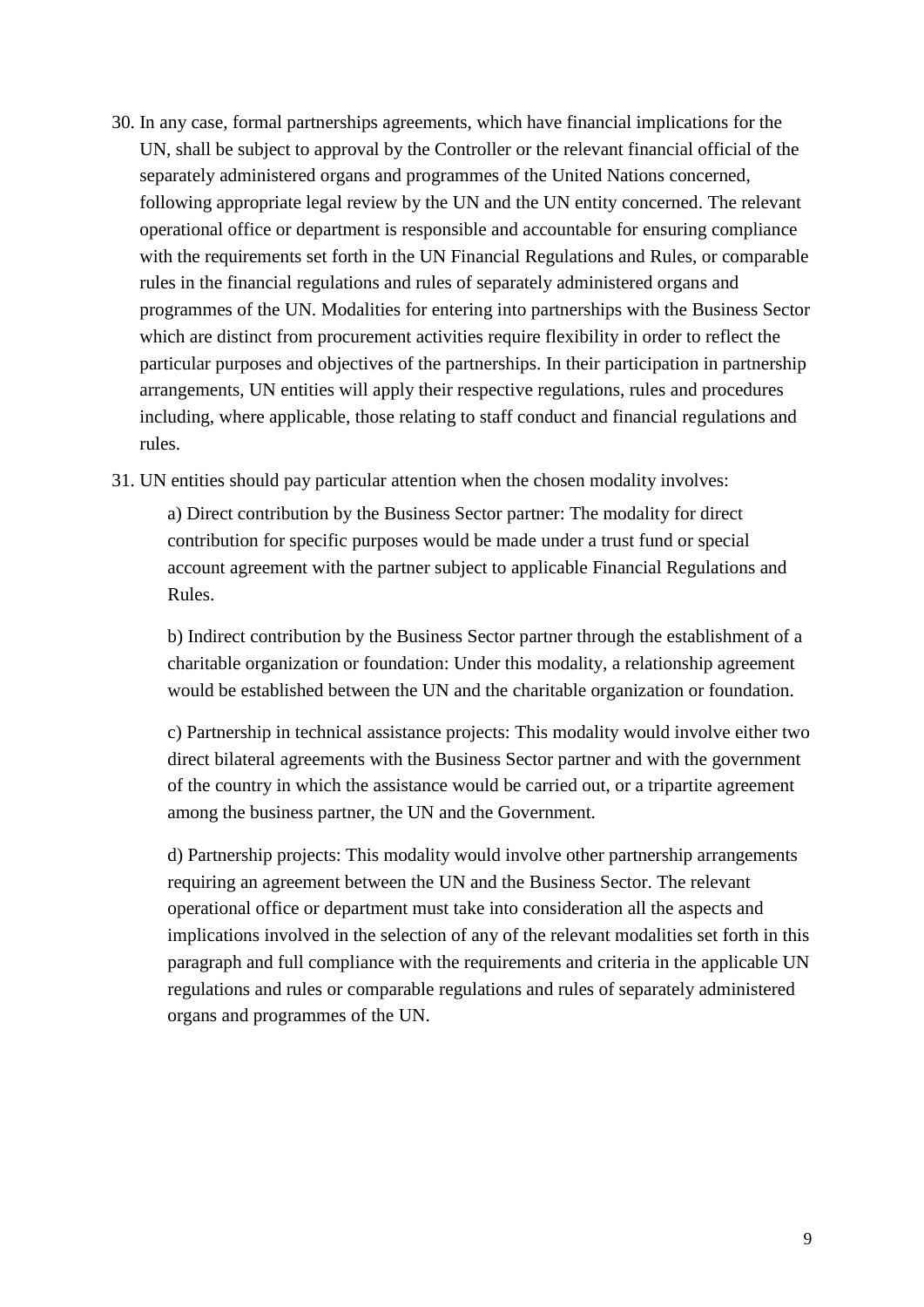30. In any case, formal partnerships agreements, which have financial implications for the UN, shall be subject to approval by the Controller or the relevant financial official of the separately administered organs and programmes of the United Nations concerned, following appropriate legal review by the UN and the UN entity concerned. The relevant operational office or department is responsible and accountable for ensuring compliance with the requirements set forth in the UN Financial Regulations and Rules, or comparable rules in the financial regulations and rules of separately administered organs and programmes of the UN. Modalities for entering into partnerships with the Business Sector which are distinct from procurement activities require flexibility in order to reflect the particular purposes and objectives of the partnerships. In their participation in partnership arrangements, UN entities will apply their respective regulations, rules and procedures including, where applicable, those relating to staff conduct and financial regulations and rules.

31. UN entities should pay particular attention when the chosen modality involves:

    a) Direct contribution by the Business Sector partner: The modality for direct contribution for specific purposes would be made under a trust fund or special account agreement with the partner subject to applicable Financial Regulations and Rules.

    b) Indirect contribution by the Business Sector partner through the establishment of a charitable organization or foundation: Under this modality, a relationship agreement would be established between the UN and the charitable organization or foundation.

    c) Partnership in technical assistance projects: This modality would involve either two direct bilateral agreements with the Business Sector partner and with the government of the country in which the assistance would be carried out, or a tripartite agreement among the business partner, the UN and the Government.

    d) Partnership projects: This modality would involve other partnership arrangements requiring an agreement between the UN and the Business Sector. The relevant operational office or department must take into consideration all the aspects and implications involved in the selection of any of the relevant modalities set forth in this paragraph and full compliance with the requirements and criteria in the applicable UN regulations and rules or comparable regulations and rules of separately administered organs and programmes of the UN.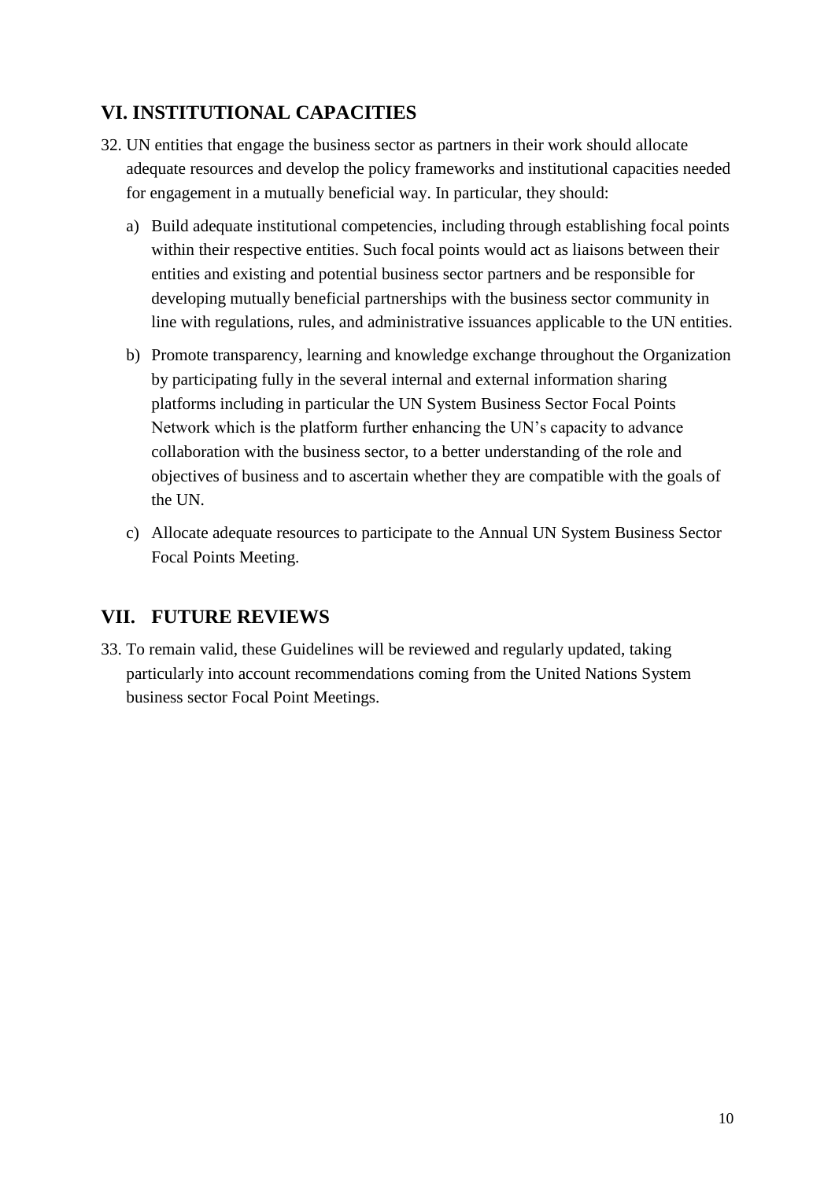## VI. INSTITUTIONAL CAPACITIES

32. UN entities that engage the business sector as partners in their work should allocate adequate resources and develop the policy frameworks and institutional capacities needed for engagement in a mutually beneficial way. In particular, they should:

    a) Build adequate institutional competencies, including through establishing focal points within their respective entities. Such focal points would act as liaisons between their entities and existing and potential business sector partners and be responsible for developing mutually beneficial partnerships with the business sector community in line with regulations, rules, and administrative issuances applicable to the UN entities.

    b) Promote transparency, learning and knowledge exchange throughout the Organization by participating fully in the several internal and external information sharing platforms including in particular the UN System Business Sector Focal Points Network which is the platform further enhancing the UN's capacity to advance collaboration with the business sector, to a better understanding of the role and objectives of business and to ascertain whether they are compatible with the goals of the UN.

    c) Allocate adequate resources to participate to the Annual UN System Business Sector Focal Points Meeting.

## VII. FUTURE REVIEWS

33. To remain valid, these Guidelines will be reviewed and regularly updated, taking particularly into account recommendations coming from the United Nations System business sector Focal Point Meetings.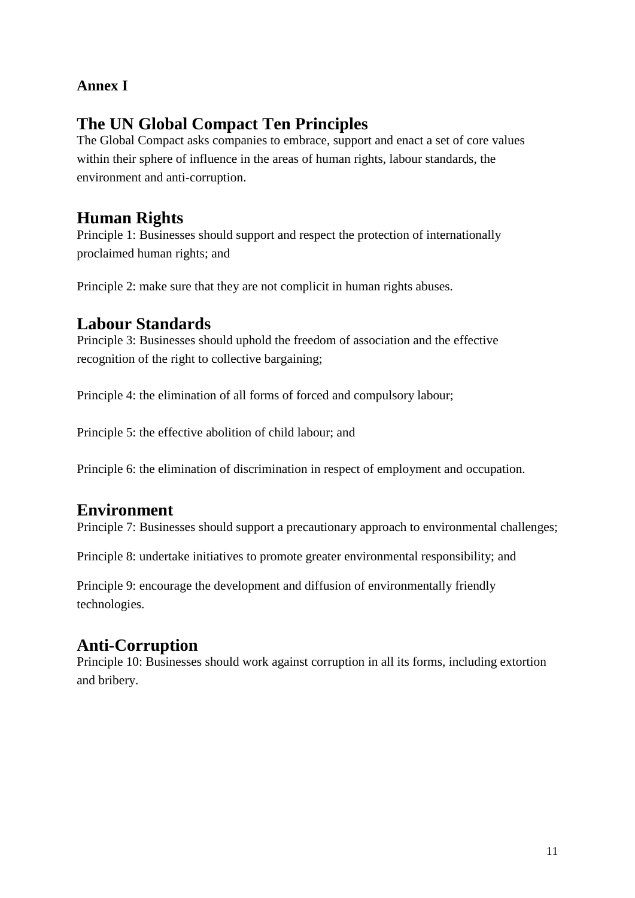**Annex I**

## The UN Global Compact Ten Principles

The Global Compact asks companies to embrace, support and enact a set of core values within their sphere of influence in the areas of human rights, labour standards, the environment and anti-corruption.

## Human Rights

Principle 1: Businesses should support and respect the protection of internationally proclaimed human rights; and

Principle 2: make sure that they are not complicit in human rights abuses.

## Labour Standards

Principle 3: Businesses should uphold the freedom of association and the effective recognition of the right to collective bargaining;

Principle 4: the elimination of all forms of forced and compulsory labour;

Principle 5: the effective abolition of child labour; and

Principle 6: the elimination of discrimination in respect of employment and occupation.

## Environment

Principle 7: Businesses should support a precautionary approach to environmental challenges;

Principle 8: undertake initiatives to promote greater environmental responsibility; and

Principle 9: encourage the development and diffusion of environmentally friendly technologies.

## Anti-Corruption

Principle 10: Businesses should work against corruption in all its forms, including extortion and bribery.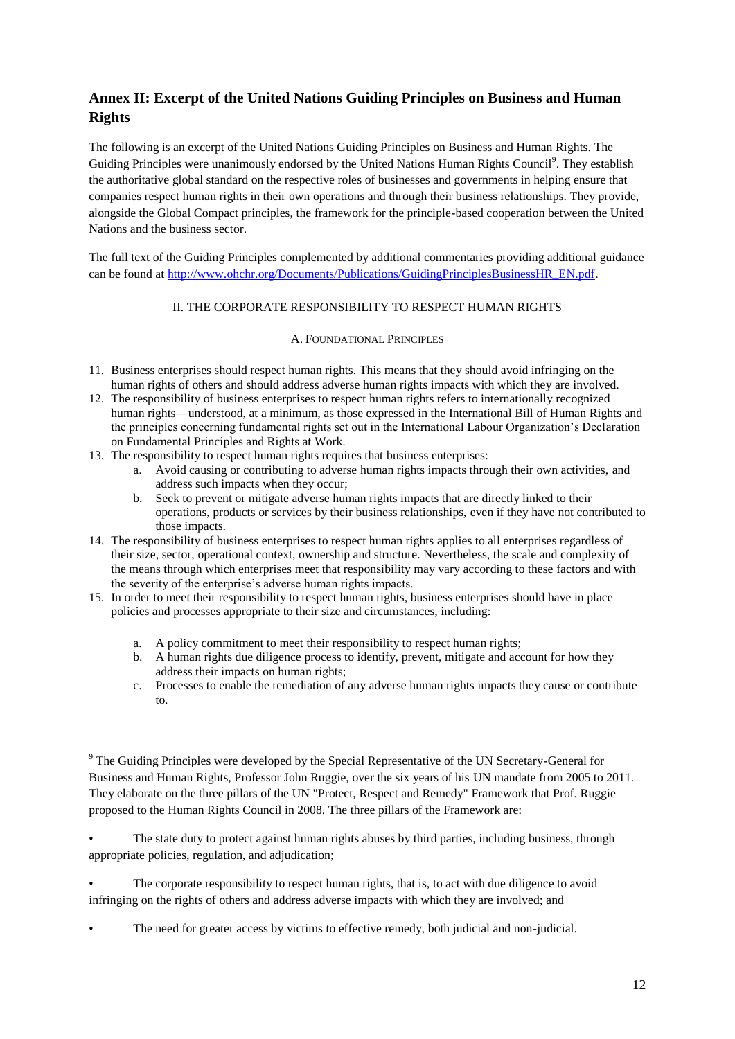## Annex II: Excerpt of the United Nations Guiding Principles on Business and Human Rights

The following is an excerpt of the United Nations Guiding Principles on Business and Human Rights. The Guiding Principles were unanimously endorsed by the United Nations Human Rights Council[9]. They establish the authoritative global standard on the respective roles of businesses and governments in helping ensure that companies respect human rights in their own operations and through their business relationships. They provide, alongside the Global Compact principles, the framework for the principle-based cooperation between the United Nations and the business sector.

The full text of the Guiding Principles complemented by additional commentaries providing additional guidance can be found at http://www.ohchr.org/Documents/Publications/GuidingPrinciplesBusinessHR_EN.pdf.

II. THE CORPORATE RESPONSIBILITY TO RESPECT HUMAN RIGHTS

A. FOUNDATIONAL PRINCIPLES

11. Business enterprises should respect human rights. This means that they should avoid infringing on the human rights of others and should address adverse human rights impacts with which they are involved.
12. The responsibility of business enterprises to respect human rights refers to internationally recognized human rights—understood, at a minimum, as those expressed in the International Bill of Human Rights and the principles concerning fundamental rights set out in the International Labour Organization's Declaration on Fundamental Principles and Rights at Work.
13. The responsibility to respect human rights requires that business enterprises:
    a. Avoid causing or contributing to adverse human rights impacts through their own activities, and address such impacts when they occur;
    b. Seek to prevent or mitigate adverse human rights impacts that are directly linked to their operations, products or services by their business relationships, even if they have not contributed to those impacts.
14. The responsibility of business enterprises to respect human rights applies to all enterprises regardless of their size, sector, operational context, ownership and structure. Nevertheless, the scale and complexity of the means through which enterprises meet that responsibility may vary according to these factors and with the severity of the enterprise's adverse human rights impacts.
15. In order to meet their responsibility to respect human rights, business enterprises should have in place policies and processes appropriate to their size and circumstances, including:
    a. A policy commitment to meet their responsibility to respect human rights;
    b. A human rights due diligence process to identify, prevent, mitigate and account for how they address their impacts on human rights;
    c. Processes to enable the remediation of any adverse human rights impacts they cause or contribute to.

---

[9] The Guiding Principles were developed by the Special Representative of the UN Secretary-General for Business and Human Rights, Professor John Ruggie, over the six years of his UN mandate from 2005 to 2011. They elaborate on the three pillars of the UN "Protect, Respect and Remedy" Framework that Prof. Ruggie proposed to the Human Rights Council in 2008. The three pillars of the Framework are:

- The state duty to protect against human rights abuses by third parties, including business, through appropriate policies, regulation, and adjudication;
- The corporate responsibility to respect human rights, that is, to act with due diligence to avoid infringing on the rights of others and address adverse impacts with which they are involved; and
- The need for greater access by victims to effective remedy, both judicial and non-judicial.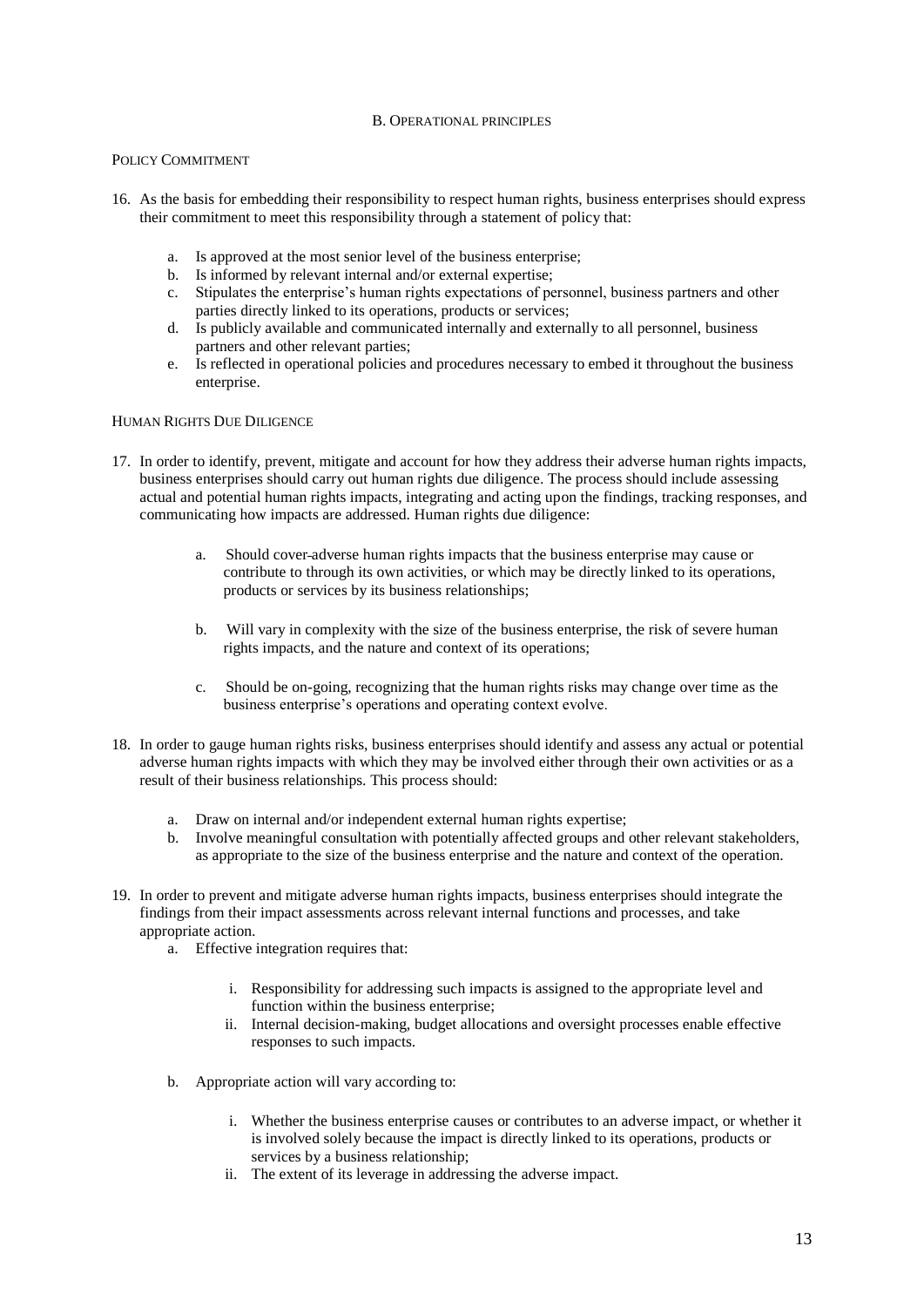## B. Operational principles

### Policy Commitment

16. As the basis for embedding their responsibility to respect human rights, business enterprises should express their commitment to meet this responsibility through a statement of policy that:

    a. Is approved at the most senior level of the business enterprise;
    b. Is informed by relevant internal and/or external expertise;
    c. Stipulates the enterprise's human rights expectations of personnel, business partners and other parties directly linked to its operations, products or services;
    d. Is publicly available and communicated internally and externally to all personnel, business partners and other relevant parties;
    e. Is reflected in operational policies and procedures necessary to embed it throughout the business enterprise.

### Human Rights Due Diligence

17. In order to identify, prevent, mitigate and account for how they address their adverse human rights impacts, business enterprises should carry out human rights due diligence. The process should include assessing actual and potential human rights impacts, integrating and acting upon the findings, tracking responses, and communicating how impacts are addressed. Human rights due diligence:

    a. Should cover adverse human rights impacts that the business enterprise may cause or contribute to through its own activities, or which may be directly linked to its operations, products or services by its business relationships;

    b. Will vary in complexity with the size of the business enterprise, the risk of severe human rights impacts, and the nature and context of its operations;

    c. Should be on-going, recognizing that the human rights risks may change over time as the business enterprise's operations and operating context evolve.

18. In order to gauge human rights risks, business enterprises should identify and assess any actual or potential adverse human rights impacts with which they may be involved either through their own activities or as a result of their business relationships. This process should:

    a. Draw on internal and/or independent external human rights expertise;
    b. Involve meaningful consultation with potentially affected groups and other relevant stakeholders, as appropriate to the size of the business enterprise and the nature and context of the operation.

19. In order to prevent and mitigate adverse human rights impacts, business enterprises should integrate the findings from their impact assessments across relevant internal functions and processes, and take appropriate action.

    a. Effective integration requires that:

        i. Responsibility for addressing such impacts is assigned to the appropriate level and function within the business enterprise;
        ii. Internal decision-making, budget allocations and oversight processes enable effective responses to such impacts.

    b. Appropriate action will vary according to:

        i. Whether the business enterprise causes or contributes to an adverse impact, or whether it is involved solely because the impact is directly linked to its operations, products or services by a business relationship;
        ii. The extent of its leverage in addressing the adverse impact.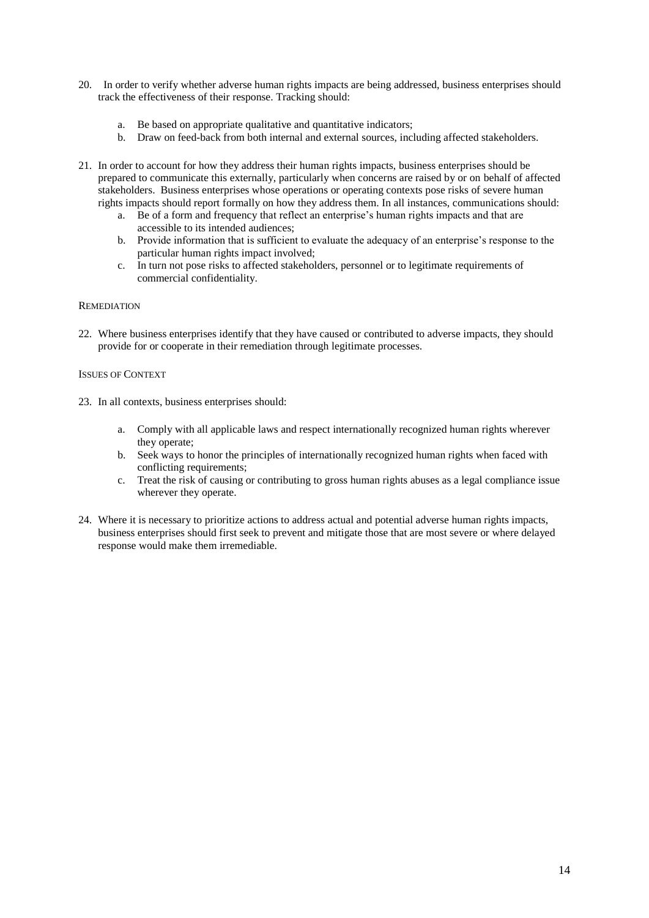20. In order to verify whether adverse human rights impacts are being addressed, business enterprises should track the effectiveness of their response. Tracking should:

    a. Be based on appropriate qualitative and quantitative indicators;
    b. Draw on feed-back from both internal and external sources, including affected stakeholders.

21. In order to account for how they address their human rights impacts, business enterprises should be prepared to communicate this externally, particularly when concerns are raised by or on behalf of affected stakeholders. Business enterprises whose operations or operating contexts pose risks of severe human rights impacts should report formally on how they address them. In all instances, communications should:
    a. Be of a form and frequency that reflect an enterprise's human rights impacts and that are accessible to its intended audiences;
    b. Provide information that is sufficient to evaluate the adequacy of an enterprise's response to the particular human rights impact involved;
    c. In turn not pose risks to affected stakeholders, personnel or to legitimate requirements of commercial confidentiality.

### REMEDIATION

22. Where business enterprises identify that they have caused or contributed to adverse impacts, they should provide for or cooperate in their remediation through legitimate processes.

### ISSUES OF CONTEXT

23. In all contexts, business enterprises should:

    a. Comply with all applicable laws and respect internationally recognized human rights wherever they operate;
    b. Seek ways to honor the principles of internationally recognized human rights when faced with conflicting requirements;
    c. Treat the risk of causing or contributing to gross human rights abuses as a legal compliance issue wherever they operate.

24. Where it is necessary to prioritize actions to address actual and potential adverse human rights impacts, business enterprises should first seek to prevent and mitigate those that are most severe or where delayed response would make them irremediable.